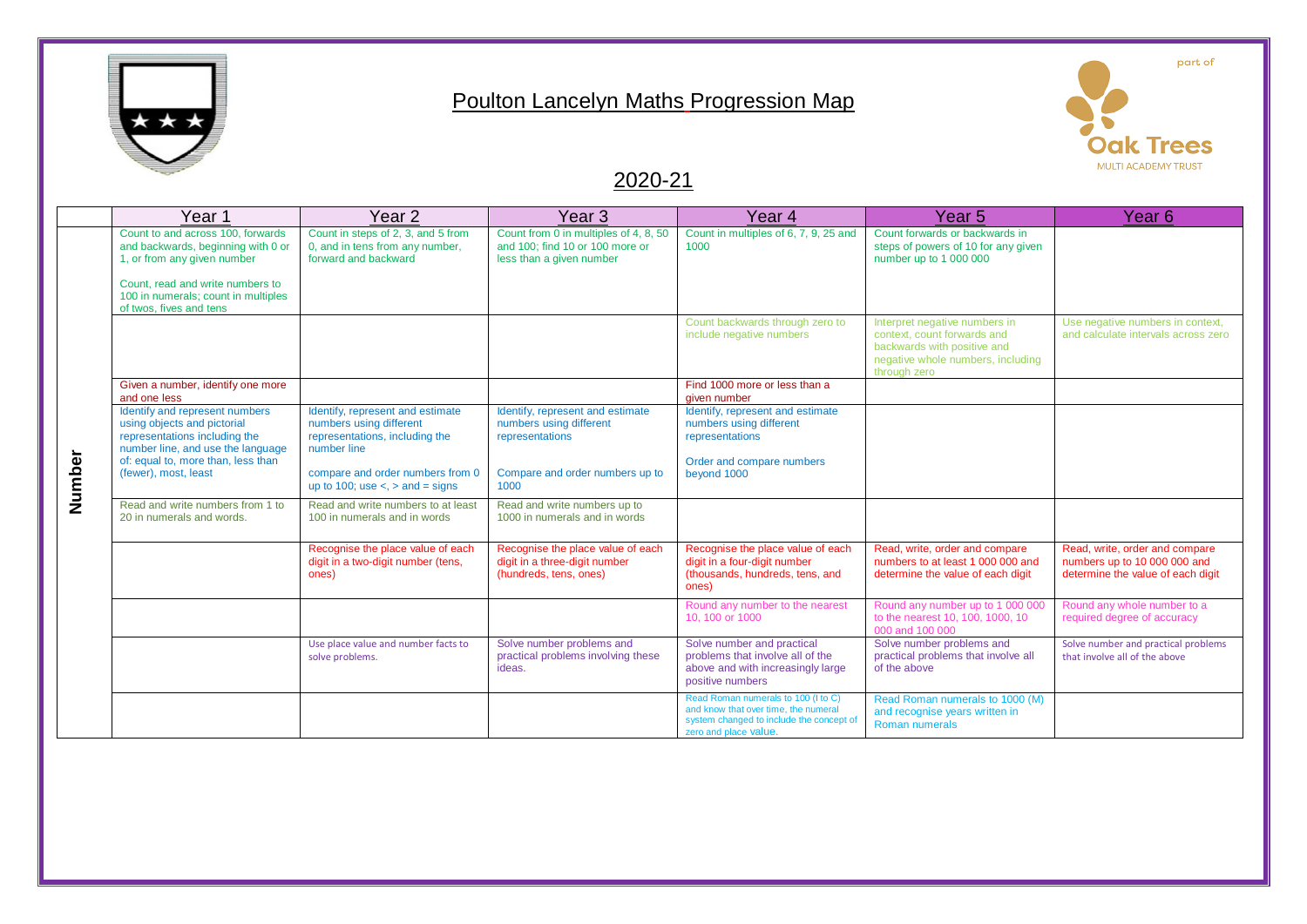# Poulton Lancelyn Maths Progression Map

part of **Oak Trees** MULTI ACADEMY TRUST

## 2020-21

| | Year 1 | Year 2 | Year 3 | Year 4 | Year 5 | Year 6 |
|---|---|---|---|---|---|---|
| **Number** | Count to and across 100, forwards and backwards, beginning with 0 or 1, or from any given number<br><br>Count, read and write numbers to 100 in numerals; count in multiples of twos, fives and tens | Count in steps of 2, 3, and 5 from 0, and in tens from any number, forward and backward | Count from 0 in multiples of 4, 8, 50 and 100; find 10 or 100 more or less than a given number | Count in multiples of 6, 7, 9, 25 and 1000 | Count forwards or backwards in steps of powers of 10 for any given number up to 1 000 000 | |
| | | | | Count backwards through zero to include negative numbers | Interpret negative numbers in context, count forwards and backwards with positive and negative whole numbers, including through zero | Use negative numbers in context, and calculate intervals across zero |
| | Given a number, identify one more and one less | | | Find 1000 more or less than a given number | | |
| | Identify and represent numbers using objects and pictorial representations including the number line, and use the language of: equal to, more than, less than (fewer), most, least | Identify, represent and estimate numbers using different representations, including the number line<br><br>compare and order numbers from 0 up to 100; use <, > and = signs | Identify, represent and estimate numbers using different representations<br><br>Compare and order numbers up to 1000 | Identify, represent and estimate numbers using different representations<br><br>Order and compare numbers beyond 1000 | | |
| | Read and write numbers from 1 to 20 in numerals and words. | Read and write numbers to at least 100 in numerals and in words | Read and write numbers up to 1000 in numerals and in words | | | |
| | | Recognise the place value of each digit in a two-digit number (tens, ones) | Recognise the place value of each digit in a three-digit number (hundreds, tens, ones) | Recognise the place value of each digit in a four-digit number (thousands, hundreds, tens, and ones) | Read, write, order and compare numbers to at least 1 000 000 and determine the value of each digit | Read, write, order and compare numbers up to 10 000 000 and determine the value of each digit |
| | | | | Round any number to the nearest 10, 100 or 1000 | Round any number up to 1 000 000 to the nearest 10, 100, 1000, 10 000 and 100 000 | Round any whole number to a required degree of accuracy |
| | | Use place value and number facts to solve problems. | Solve number problems and practical problems involving these ideas. | Solve number and practical problems that involve all of the above and with increasingly large positive numbers | Solve number problems and practical problems that involve all of the above | Solve number and practical problems that involve all of the above |
| | | | | Read Roman numerals to 100 (I to C) and know that over time, the numeral system changed to include the concept of zero and place value. | Read Roman numerals to 1000 (M) and recognise years written in Roman numerals | |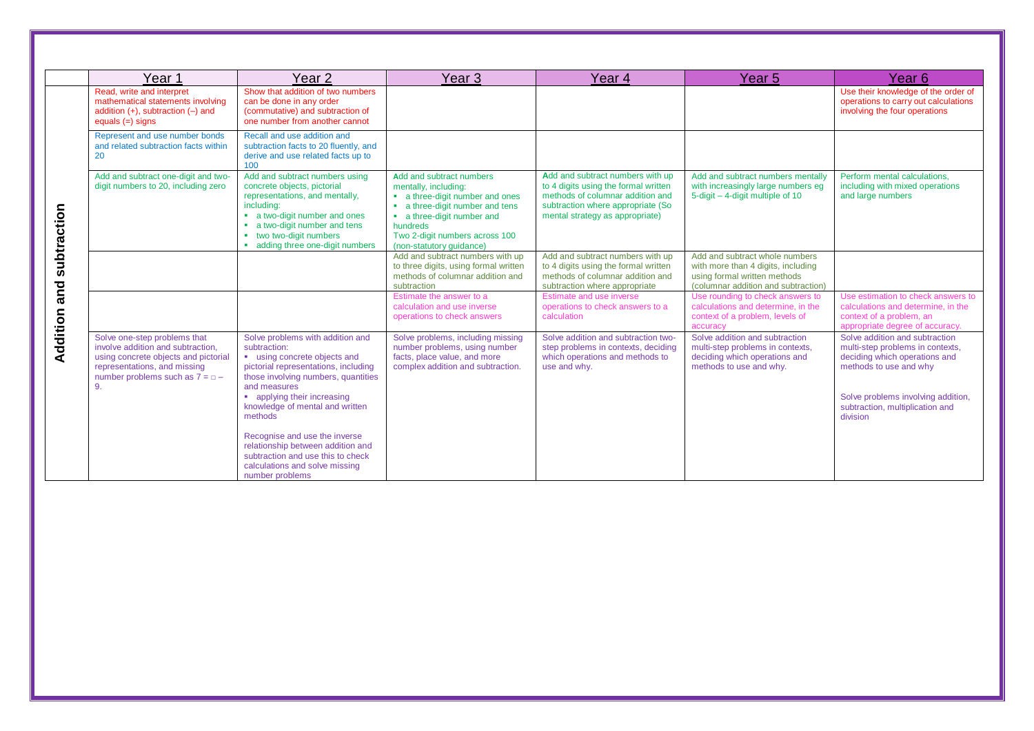| | Year 1 | Year 2 | Year 3 | Year 4 | Year 5 | Year 6 |
|---|---|---|---|---|---|---|
| **Addition and subtraction** | Read, write and interpret mathematical statements involving addition (+), subtraction (–) and equals (=) signs | Show that addition of two numbers can be done in any order (commutative) and subtraction of one number from another cannot | | | | Use their knowledge of the order of operations to carry out calculations involving the four operations |
| | Represent and use number bonds and related subtraction facts within 20 | Recall and use addition and subtraction facts to 20 fluently, and derive and use related facts up to 100 | | | | |
| | Add and subtract one-digit and two-digit numbers to 20, including zero | Add and subtract numbers using concrete objects, pictorial representations, and mentally, including:<br>▪ a two-digit number and ones<br>▪ a two-digit number and tens<br>▪ two two-digit numbers<br>▪ adding three one-digit numbers | Add and subtract numbers mentally, including:<br>▪ a three-digit number and ones<br>▪ a three-digit number and tens<br>▪ a three-digit number and hundreds<br>Two 2-digit numbers across 100 (non-statutory guidance) | Add and subtract numbers with up to 4 digits using the formal written methods of columnar addition and subtraction where appropriate (So mental strategy as appropriate) | Add and subtract numbers mentally with increasingly large numbers eg 5-digit – 4-digit multiple of 10 | Perform mental calculations, including with mixed operations and large numbers |
| | | | Add and subtract numbers with up to three digits, using formal written methods of columnar addition and subtraction | Add and subtract numbers with up to 4 digits using the formal written methods of columnar addition and subtraction where appropriate | Add and subtract whole numbers with more than 4 digits, including using formal written methods (columnar addition and subtraction) | |
| | | | Estimate the answer to a calculation and use inverse operations to check answers | Estimate and use inverse operations to check answers to a calculation | Use rounding to check answers to calculations and determine, in the context of a problem, levels of accuracy | Use estimation to check answers to calculations and determine, in the context of a problem, an appropriate degree of accuracy. |
| | Solve one-step problems that involve addition and subtraction, using concrete objects and pictorial representations, and missing number problems such as 7 = □ – 9. | Solve problems with addition and subtraction:<br>▪ using concrete objects and pictorial representations, including those involving numbers, quantities and measures<br>▪ applying their increasing knowledge of mental and written methods<br><br>Recognise and use the inverse relationship between addition and subtraction and use this to check calculations and solve missing number problems | Solve problems, including missing number problems, using number facts, place value, and more complex addition and subtraction. | Solve addition and subtraction two-step problems in contexts, deciding which operations and methods to use and why. | Solve addition and subtraction multi-step problems in contexts, deciding which operations and methods to use and why. | Solve addition and subtraction multi-step problems in contexts, deciding which operations and methods to use and why<br><br>Solve problems involving addition, subtraction, multiplication and division |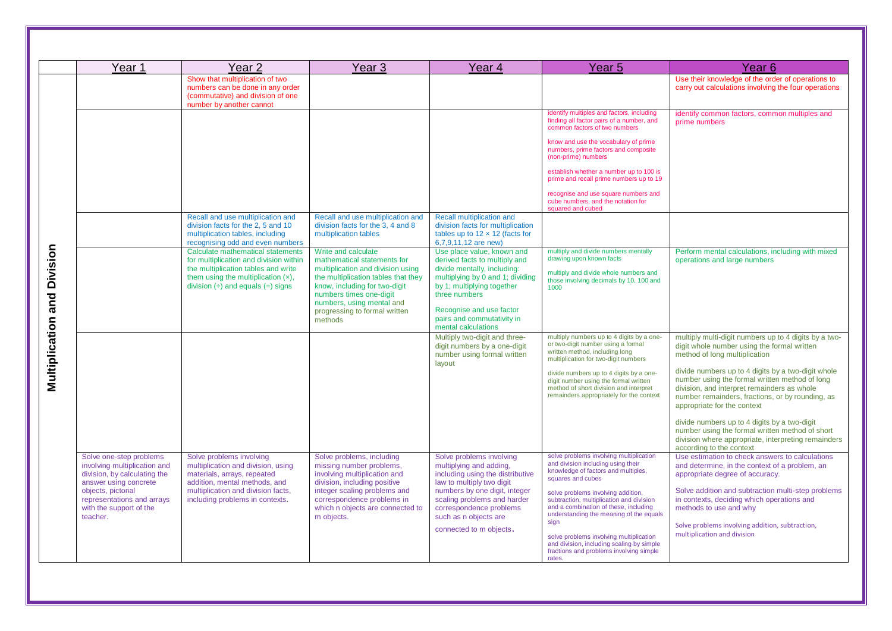| | Year 1 | Year 2 | Year 3 | Year 4 | Year 5 | Year 6 |
|---|---|---|---|---|---|---|
| **Multiplication and Division** | | Show that multiplication of two numbers can be done in any order (commutative) and division of one number by another cannot | | | | Use their knowledge of the order of operations to carry out calculations involving the four operations |
| | | | | | identify multiples and factors, including finding all factor pairs of a number, and common factors of two numbers<br><br>know and use the vocabulary of prime numbers, prime factors and composite (non-prime) numbers<br><br>establish whether a number up to 100 is prime and recall prime numbers up to 19<br><br>recognise and use square numbers and cube numbers, and the notation for squared and cubed | identify common factors, common multiples and prime numbers |
| | | Recall and use multiplication and division facts for the 2, 5 and 10 multiplication tables, including recognising odd and even numbers | Recall and use multiplication and division facts for the 3, 4 and 8 multiplication tables | Recall multiplication and division facts for multiplication tables up to 12 × 12 (facts for 6,7,9,11,12 are new) | | |
| | | Calculate mathematical statements for multiplication and division within the multiplication tables and write them using the multiplication (×), division (÷) and equals (=) signs | Write and calculate mathematical statements for multiplication and division using the multiplication tables that they know, including for two-digit numbers times one-digit numbers, using mental and progressing to formal written methods | Use place value, known and derived facts to multiply and divide mentally, including: multiplying by 0 and 1; dividing by 1; multiplying together three numbers<br><br>Recognise and use factor pairs and commutativity in mental calculations | multiply and divide numbers mentally drawing upon known facts<br><br>multiply and divide whole numbers and those involving decimals by 10, 100 and 1000 | Perform mental calculations, including with mixed operations and large numbers |
| | | | | Multiply two-digit and three-digit numbers by a one-digit number using formal written layout | multiply numbers up to 4 digits by a one- or two-digit number using a formal written method, including long multiplication for two-digit numbers<br><br>divide numbers up to 4 digits by a one-digit number using the formal written method of short division and interpret remainders appropriately for the context | multiply multi-digit numbers up to 4 digits by a two-digit whole number using the formal written method of long multiplication<br><br>divide numbers up to 4 digits by a two-digit whole number using the formal written method of long division, and interpret remainders as whole number remainders, fractions, or by rounding, as appropriate for the context<br><br>divide numbers up to 4 digits by a two-digit number using the formal written method of short division where appropriate, interpreting remainders according to the context |
| | Solve one-step problems involving multiplication and division, by calculating the answer using concrete objects, pictorial representations and arrays with the support of the teacher. | Solve problems involving multiplication and division, using materials, arrays, repeated addition, mental methods, and multiplication and division facts, including problems in contexts. | Solve problems, including missing number problems, involving multiplication and division, including positive integer scaling problems and correspondence problems in which n objects are connected to m objects. | Solve problems involving multiplying and adding, including using the distributive law to multiply two digit numbers by one digit, integer scaling problems and harder correspondence problems such as n objects are connected to m objects. | solve problems involving multiplication and division including using their knowledge of factors and multiples, squares and cubes<br><br>solve problems involving addition, subtraction, multiplication and division and a combination of these, including understanding the meaning of the equals sign<br><br>solve problems involving multiplication and division, including scaling by simple fractions and problems involving simple rates. | Use estimation to check answers to calculations and determine, in the context of a problem, an appropriate degree of accuracy.<br><br>Solve addition and subtraction multi-step problems in contexts, deciding which operations and methods to use and why<br><br>Solve problems involving addition, subtraction, multiplication and division |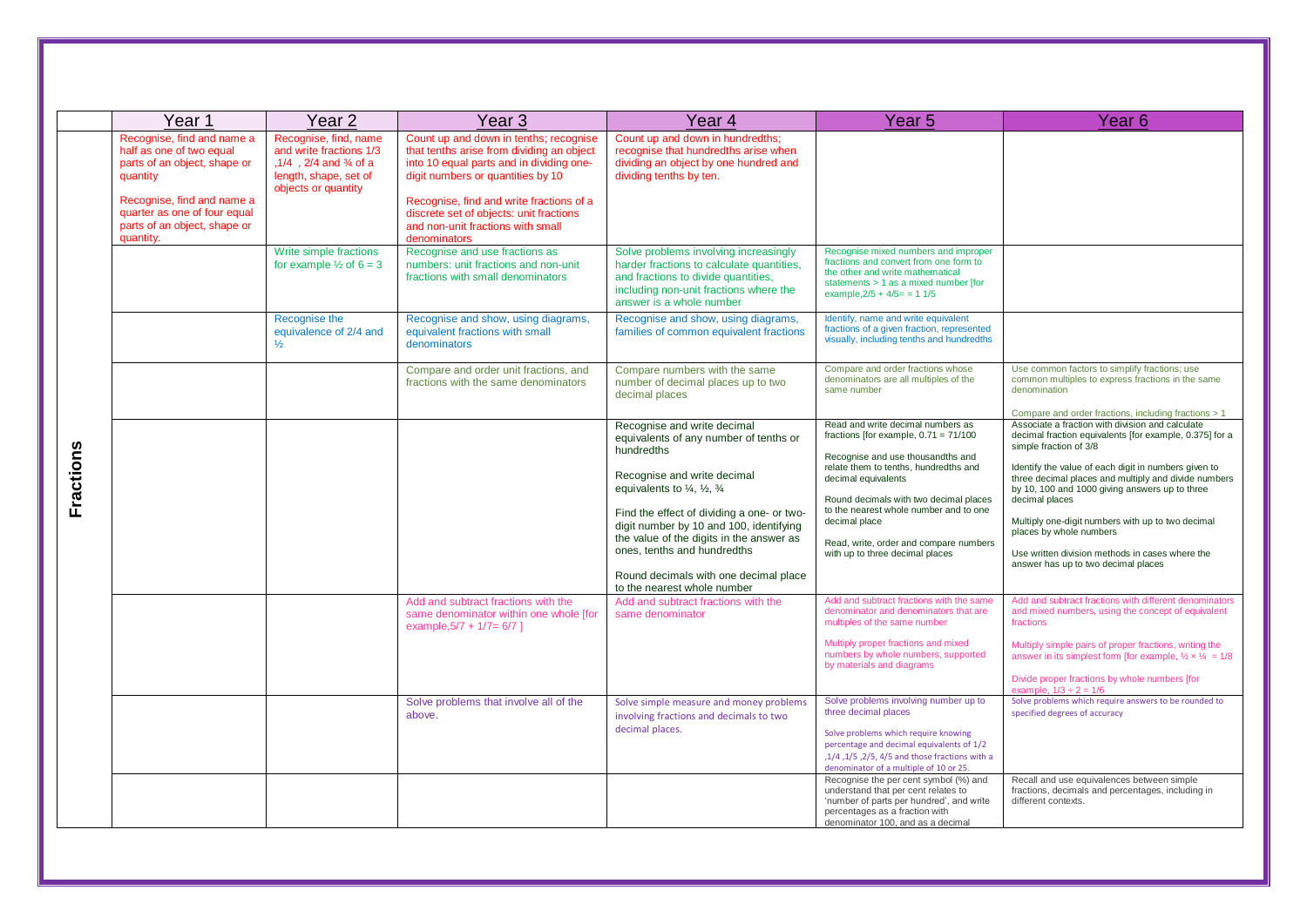| | Year 1 | Year 2 | Year 3 | Year 4 | Year 5 | Year 6 |
|---|---|---|---|---|---|---|
| **Fractions** | Recognise, find and name a half as one of two equal parts of an object, shape or quantity<br><br>Recognise, find and name a quarter as one of four equal parts of an object, shape or quantity. | Recognise, find, name and write fractions 1/3 ,1/4 , 2/4 and ¾ of a length, shape, set of objects or quantity | Count up and down in tenths; recognise that tenths arise from dividing an object into 10 equal parts and in dividing one-digit numbers or quantities by 10<br><br>Recognise, find and write fractions of a discrete set of objects: unit fractions and non-unit fractions with small denominators | Count up and down in hundredths; recognise that hundredths arise when dividing an object by one hundred and dividing tenths by ten. | | |
| | | Write simple fractions for example ½ of 6 = 3 | Recognise and use fractions as numbers: unit fractions and non-unit fractions with small denominators | Solve problems involving increasingly harder fractions to calculate quantities, and fractions to divide quantities, including non-unit fractions where the answer is a whole number | Recognise mixed numbers and improper fractions and convert from one form to the other and write mathematical statements > 1 as a mixed number [for example,2/5 + 4/5= = 1 1/5 | |
| | | Recognise the equivalence of 2/4 and ½ | Recognise and show, using diagrams, equivalent fractions with small denominators | Recognise and show, using diagrams, families of common equivalent fractions | Identify, name and write equivalent fractions of a given fraction, represented visually, including tenths and hundredths | |
| | | | Compare and order unit fractions, and fractions with the same denominators | Compare numbers with the same number of decimal places up to two decimal places | Compare and order fractions whose denominators are all multiples of the same number | Use common factors to simplify fractions; use common multiples to express fractions in the same denomination<br><br>Compare and order fractions, including fractions > 1 |
| | | | | Recognise and write decimal equivalents of any number of tenths or hundredths<br><br>Recognise and write decimal equivalents to ¼, ½, ¾<br><br>Find the effect of dividing a one- or two-digit number by 10 and 100, identifying the value of the digits in the answer as ones, tenths and hundredths<br><br>Round decimals with one decimal place to the nearest whole number | Read and write decimal numbers as fractions [for example, 0.71 = 71/100<br><br>Recognise and use thousandths and relate them to tenths, hundredths and decimal equivalents<br><br>Round decimals with two decimal places to the nearest whole number and to one decimal place<br><br>Read, write, order and compare numbers with up to three decimal places | Associate a fraction with division and calculate decimal fraction equivalents [for example, 0.375] for a simple fraction of 3/8<br><br>Identify the value of each digit in numbers given to three decimal places and multiply and divide numbers by 10, 100 and 1000 giving answers up to three decimal places<br><br>Multiply one-digit numbers with up to two decimal places by whole numbers<br><br>Use written division methods in cases where the answer has up to two decimal places |
| | | | Add and subtract fractions with the same denominator within one whole [for example,5/7 + 1/7= 6/7 ] | Add and subtract fractions with the same denominator | Add and subtract fractions with the same denominator and denominators that are multiples of the same number<br><br>Multiply proper fractions and mixed numbers by whole numbers, supported by materials and diagrams | Add and subtract fractions with different denominators and mixed numbers, using the concept of equivalent fractions<br><br>Multiply simple pairs of proper fractions, writing the answer in its simplest form [for example, ½ × ¼ = 1/8<br><br>Divide proper fractions by whole numbers [for example, 1/3 ÷ 2 = 1/6 |
| | | | Solve problems that involve all of the above. | Solve simple measure and money problems involving fractions and decimals to two decimal places. | Solve problems involving number up to three decimal places<br><br>Solve problems which require knowing percentage and decimal equivalents of 1/2 ,1/4 ,1/5 ,2/5, 4/5 and those fractions with a denominator of a multiple of 10 or 25. | Solve problems which require answers to be rounded to specified degrees of accuracy |
| | | | | | Recognise the per cent symbol (%) and understand that per cent relates to 'number of parts per hundred', and write percentages as a fraction with denominator 100, and as a decimal | Recall and use equivalences between simple fractions, decimals and percentages, including in different contexts. |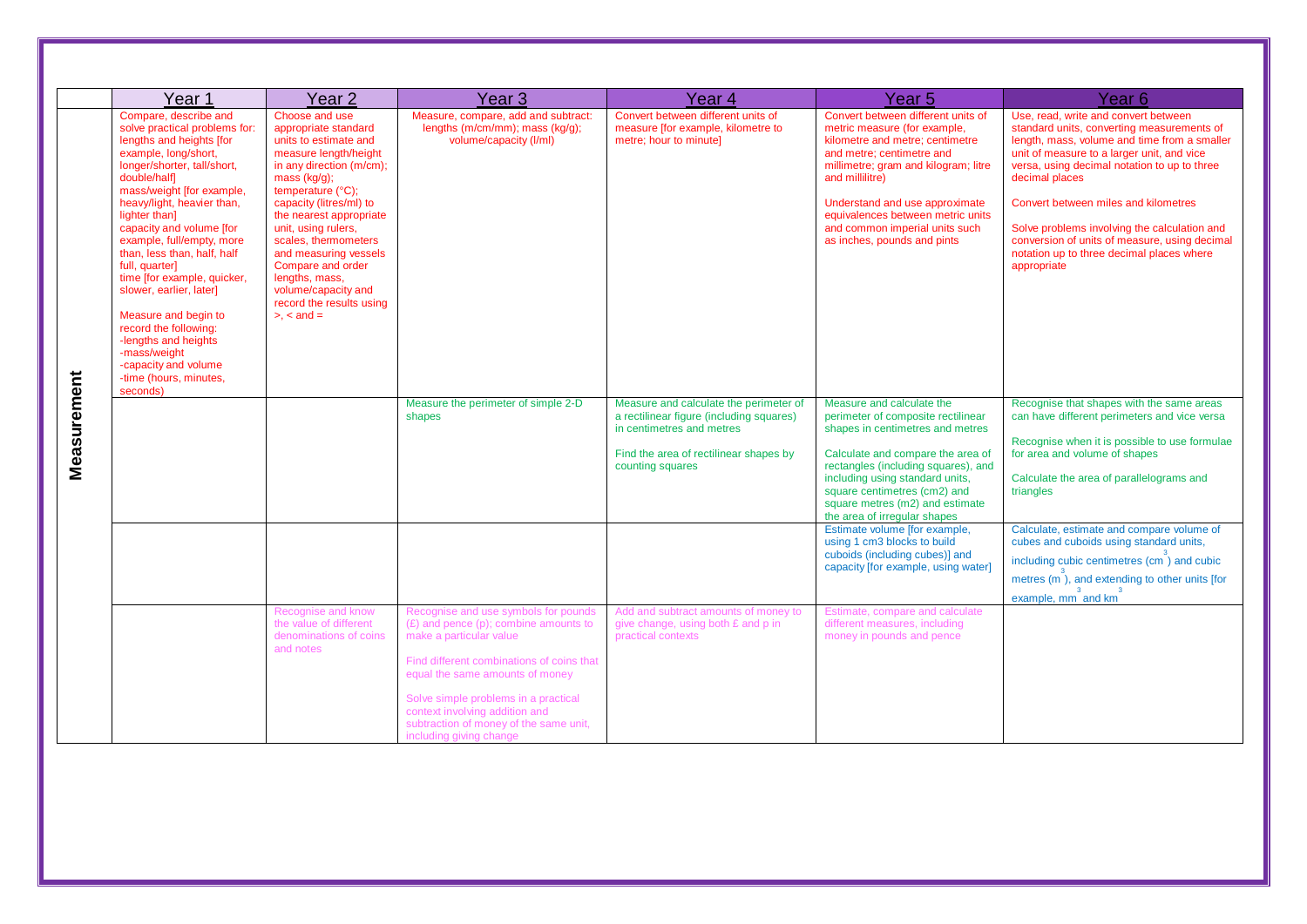| | Year 1 | Year 2 | Year 3 | Year 4 | Year 5 | Year 6 |
|---|---|---|---|---|---|---|
| **Measurement** | Compare, describe and solve practical problems for: lengths and heights [for example, long/short, longer/shorter, tall/short, double/half] mass/weight [for example, heavy/light, heavier than, lighter than] capacity and volume [for example, full/empty, more than, less than, half, half full, quarter] time [for example, quicker, slower, earlier, later]<br><br>Measure and begin to record the following:<br>-lengths and heights<br>-mass/weight<br>-capacity and volume<br>-time (hours, minutes, seconds) | Choose and use appropriate standard units to estimate and measure length/height in any direction (m/cm); mass (kg/g); temperature (°C); capacity (litres/ml) to the nearest appropriate unit, using rulers, scales, thermometers and measuring vessels Compare and order lengths, mass, volume/capacity and record the results using >, < and = | Measure, compare, add and subtract: lengths (m/cm/mm); mass (kg/g); volume/capacity (l/ml) | Convert between different units of measure [for example, kilometre to metre; hour to minute] | Convert between different units of metric measure (for example, kilometre and metre; centimetre and metre; centimetre and millimetre; gram and kilogram; litre and millilitre)<br><br>Understand and use approximate equivalences between metric units and common imperial units such as inches, pounds and pints | Use, read, write and convert between standard units, converting measurements of length, mass, volume and time from a smaller unit of measure to a larger unit, and vice versa, using decimal notation to up to three decimal places<br><br>Convert between miles and kilometres<br><br>Solve problems involving the calculation and conversion of units of measure, using decimal notation up to three decimal places where appropriate |
| | | | Measure the perimeter of simple 2-D shapes | Measure and calculate the perimeter of a rectilinear figure (including squares) in centimetres and metres<br><br>Find the area of rectilinear shapes by counting squares | Measure and calculate the perimeter of composite rectilinear shapes in centimetres and metres<br><br>Calculate and compare the area of rectangles (including squares), and including using standard units, square centimetres (cm2) and square metres (m2) and estimate the area of irregular shapes | Recognise that shapes with the same areas can have different perimeters and vice versa<br><br>Recognise when it is possible to use formulae for area and volume of shapes<br><br>Calculate the area of parallelograms and triangles |
| | | | | | Estimate volume [for example, using 1 cm3 blocks to build cuboids (including cubes)] and capacity [for example, using water] | Calculate, estimate and compare volume of cubes and cuboids using standard units, including cubic centimetres ($cm^3$) and cubic metres ($m^3$), and extending to other units [for example, $mm^3$ and $km^3$ |
| | | Recognise and know the value of different denominations of coins and notes | Recognise and use symbols for pounds (£) and pence (p); combine amounts to make a particular value<br><br>Find different combinations of coins that equal the same amounts of money<br><br>Solve simple problems in a practical context involving addition and subtraction of money of the same unit, including giving change | Add and subtract amounts of money to give change, using both £ and p in practical contexts | Estimate, compare and calculate different measures, including money in pounds and pence | |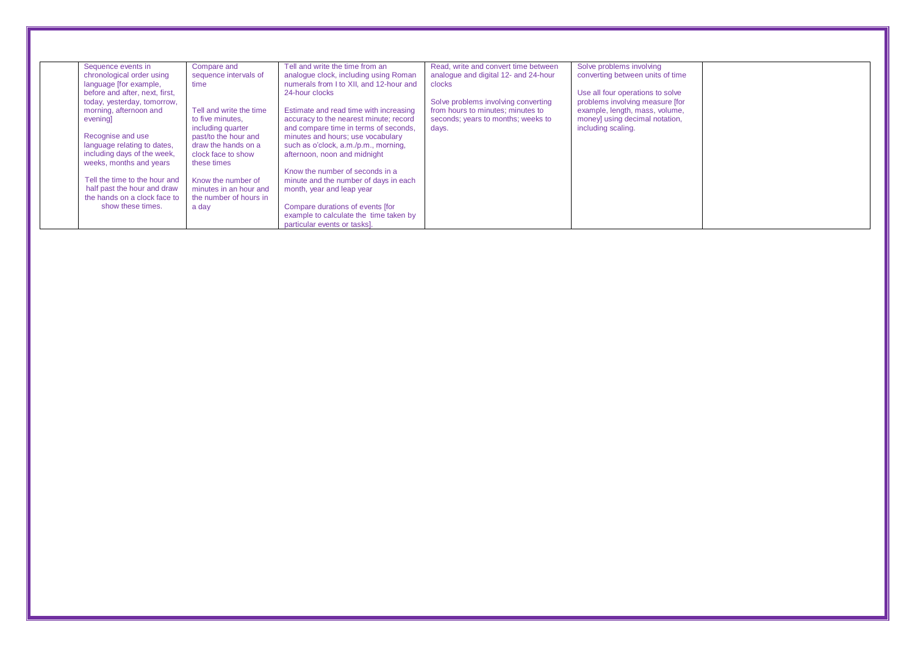| | | | | | | |
|---|---|---|---|---|---|---|
| | Sequence events in chronological order using language [for example, before and after, next, first, today, yesterday, tomorrow, morning, afternoon and evening]<br><br>Recognise and use language relating to dates, including days of the week, weeks, months and years<br><br>Tell the time to the hour and half past the hour and draw the hands on a clock face to show these times. | Compare and sequence intervals of time<br><br>Tell and write the time to five minutes, including quarter past/to the hour and draw the hands on a clock face to show these times<br><br>Know the number of minutes in an hour and the number of hours in a day | Tell and write the time from an analogue clock, including using Roman numerals from I to XII, and 12-hour and 24-hour clocks<br><br>Estimate and read time with increasing accuracy to the nearest minute; record and compare time in terms of seconds, minutes and hours; use vocabulary such as o'clock, a.m./p.m., morning, afternoon, noon and midnight<br><br>Know the number of seconds in a minute and the number of days in each month, year and leap year<br><br>Compare durations of events [for example to calculate the time taken by particular events or tasks]. | Read, write and convert time between analogue and digital 12- and 24-hour clocks<br><br>Solve problems involving converting from hours to minutes; minutes to seconds; years to months; weeks to days. | Solve problems involving converting between units of time<br><br>Use all four operations to solve problems involving measure [for example, length, mass, volume, money] using decimal notation, including scaling. | |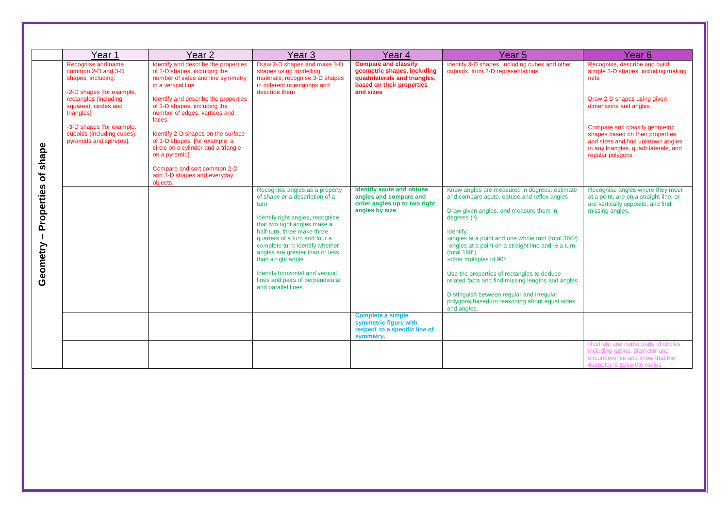| | Year 1 | Year 2 | Year 3 | Year 4 | Year 5 | Year 6 |
|---|---|---|---|---|---|---|
| Geometry – Properties of shape | Recognise and name common 2-D and 3-D shapes, including:<br><br>-2-D shapes [for example, rectangles (including squares), circles and triangles]<br><br>-3-D shapes [for example, cuboids (including cubes), pyramids and spheres]. | Identify and describe the properties of 2-D shapes, including the number of sides and line symmetry in a vertical line<br><br>Identify and describe the properties of 3-D shapes, including the number of edges, vertices and faces<br><br>Identify 2-D shapes on the surface of 3-D shapes, [for example, a circle on a cylinder and a triangle on a pyramid]<br><br>Compare and sort common 2-D and 3-D shapes and everyday objects. | Draw 2-D shapes and make 3-D shapes using modelling materials; recognise 3-D shapes in different orientations and describe them | **Compare and classify geometric shapes, including quadrilaterals and triangles, based on their properties and sizes** | Identify 3-D shapes, including cubes and other cuboids, from 2-D representations | Recognise, describe and build simple 3-D shapes, including making nets<br><br>Draw 2-D shapes using given dimensions and angles<br><br>Compare and classify geometric shapes based on their properties and sizes and find unknown angles in any triangles, quadrilaterals, and regular polygons |
| | | | Recognise angles as a property of shape or a description of a turn<br><br>Identify right angles, recognise that two right angles make a half-turn, three make three quarters of a turn and four a complete turn; identify whether angles are greater than or less than a right angle<br><br>Identify horizontal and vertical lines and pairs of perpendicular and parallel lines. | **Identify acute and obtuse angles and compare and order angles up to two right angles by size** | Know angles are measured in degrees: estimate and compare acute, obtuse and reflex angles<br><br>Draw given angles, and measure them in degrees (º)<br><br>Identify:<br>-angles at a point and one whole turn (total 360º)<br>-angles at a point on a straight line and ½ a turn (total 180º)<br>-other multiples of 90º<br><br>Use the properties of rectangles to deduce related facts and find missing lengths and angles<br><br>Distinguish between regular and irregular polygons based on reasoning about equal sides and angles. | Recognise angles where they meet at a point, are on a straight line, or are vertically opposite, and find missing angles. |
| | | | | **Complete a simple symmetric figure with respect to a specific line of symmetry.** | | |
| | | | | | | Illustrate and name parts of circles, including radius, diameter and circumference and know that the diameter is twice the radius |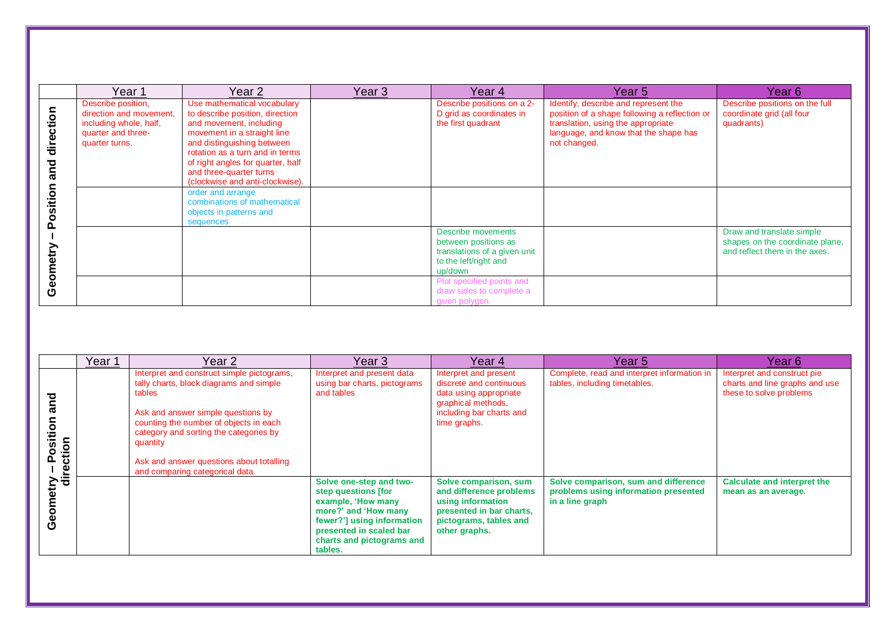| | Year 1 | Year 2 | Year 3 | Year 4 | Year 5 | Year 6 |
|---|---|---|---|---|---|---|
| Geometry – Position and direction | Describe position, direction and movement, including whole, half, quarter and three-quarter turns. | Use mathematical vocabulary to describe position, direction and movement, including movement in a straight line and distinguishing between rotation as a turn and in terms of right angles for quarter, half and three-quarter turns (clockwise and anti-clockwise). | | Describe positions on a 2-D grid as coordinates in the first quadrant | Identify, describe and represent the position of a shape following a reflection or translation, using the appropriate language, and know that the shape has not changed. | Describe positions on the full coordinate grid (all four quadrants) |
| | | order and arrange combinations of mathematical objects in patterns and sequences | | | | |
| | | | | Describe movements between positions as translations of a given unit to the left/right and up/down | | Draw and translate simple shapes on the coordinate plane, and reflect them in the axes. |
| | | | | Plot specified points and draw sides to complete a given polygon. | | |

| | Year 1 | Year 2 | Year 3 | Year 4 | Year 5 | Year 6 |
|---|---|---|---|---|---|---|
| Geometry – Position and direction | | Interpret and construct simple pictograms, tally charts, block diagrams and simple tables<br><br>Ask and answer simple questions by counting the number of objects in each category and sorting the categories by quantity<br><br>Ask and answer questions about totalling and comparing categorical data. | Interpret and present data using bar charts, pictograms and tables | Interpret and present discrete and continuous data using appropriate graphical methods, including bar charts and time graphs. | Complete, read and interpret information in tables, including timetables. | Interpret and construct pie charts and line graphs and use these to solve problems |
| | | | **Solve one-step and two-step questions [for example, 'How many more?' and 'How many fewer?'] using information presented in scaled bar charts and pictograms and tables.** | **Solve comparison, sum and difference problems using information presented in bar charts, pictograms, tables and other graphs.** | **Solve comparison, sum and difference problems using information presented in a line graph** | **Calculate and interpret the mean as an average.** |